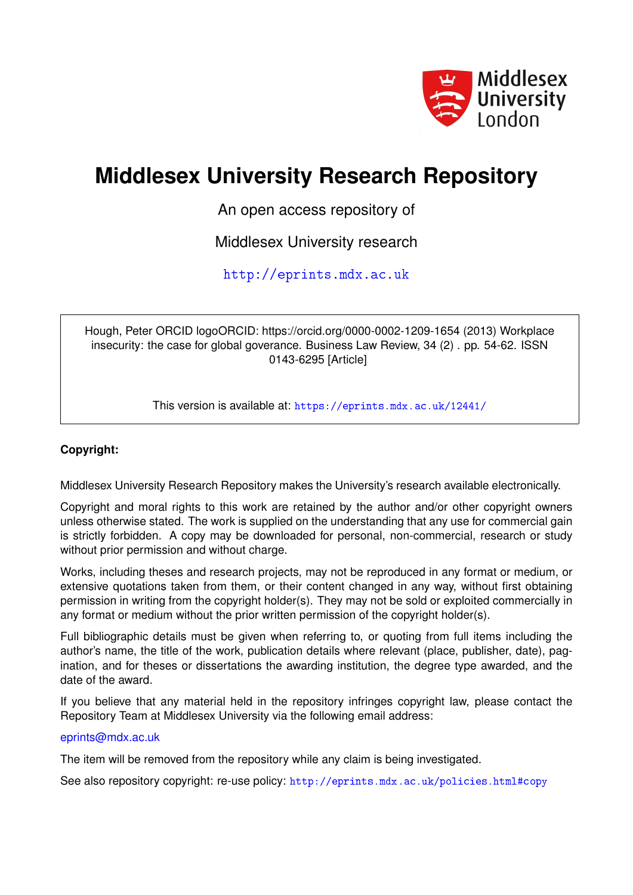Middlesex University London

# Middlesex University Research Repository

An open access repository of

Middlesex University research

http://eprints.mdx.ac.uk

Hough, Peter ORCID logoORCID: https://orcid.org/0000-0002-1209-1654 (2013) Workplace insecurity: the case for global goverance. Business Law Review, 34 (2) . pp. 54-62. ISSN 0143-6295 [Article]

This version is available at: https://eprints.mdx.ac.uk/12441/

**Copyright:**

Middlesex University Research Repository makes the University's research available electronically.

Copyright and moral rights to this work are retained by the author and/or other copyright owners unless otherwise stated. The work is supplied on the understanding that any use for commercial gain is strictly forbidden. A copy may be downloaded for personal, non-commercial, research or study without prior permission and without charge.

Works, including theses and research projects, may not be reproduced in any format or medium, or extensive quotations taken from them, or their content changed in any way, without first obtaining permission in writing from the copyright holder(s). They may not be sold or exploited commercially in any format or medium without the prior written permission of the copyright holder(s).

Full bibliographic details must be given when referring to, or quoting from full items including the author's name, the title of the work, publication details where relevant (place, publisher, date), pagination, and for theses or dissertations the awarding institution, the degree type awarded, and the date of the award.

If you believe that any material held in the repository infringes copyright law, please contact the Repository Team at Middlesex University via the following email address:

eprints@mdx.ac.uk

The item will be removed from the repository while any claim is being investigated.

See also repository copyright: re-use policy: http://eprints.mdx.ac.uk/policies.html#copy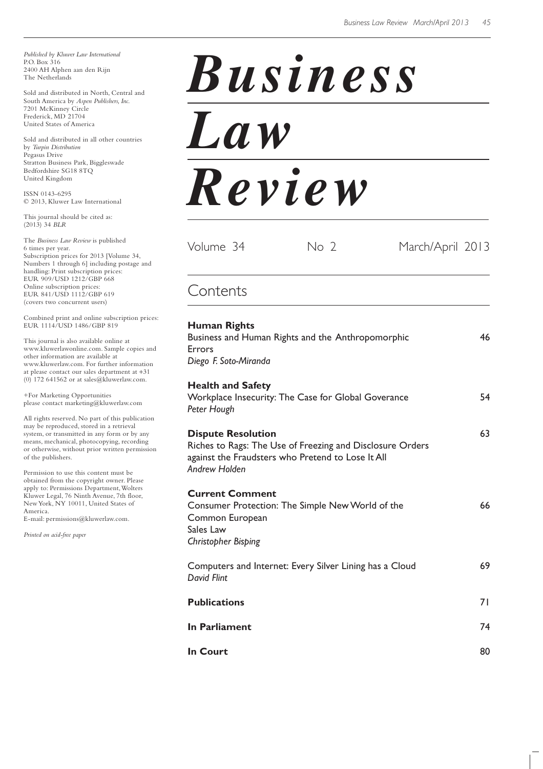*Published by Kluwer Law International*
P.O. Box 316
2400 AH Alphen aan den Rijn
The Netherlands

Sold and distributed in North, Central and South America by *Aspen Publishers, Inc.*
7201 McKinney Circle
Frederick, MD 21704
United States of America

Sold and distributed in all other countries by *Turpin Distribution*
Pegasus Drive
Stratton Business Park, Biggleswade
Bedfordshire SG18 8TQ
United Kingdom

ISSN 0143-6295
© 2013, Kluwer Law International

This journal should be cited as:
(2013) 34 *BLR*

The *Business Law Review* is published 6 times per year.
Subscription prices for 2013 [Volume 34, Numbers 1 through 6] including postage and handling: Print subscription prices: EUR 909/USD 1212/GBP 668
Online subscription prices:
EUR 841/USD 1112/GBP 619
(covers two concurrent users)

Combined print and online subscription prices:
EUR 1114/USD 1486/GBP 819

This journal is also available online at www.kluwerlawonline.com. Sample copies and other information are available at www.kluwerlaw.com. For further information at please contact our sales department at +31 (0) 172 641562 or at sales@kluwerlaw.com.

+For Marketing Opportunities please contact marketing@kluwerlaw.com

All rights reserved. No part of this publication may be reproduced, stored in a retrieval system, or transmitted in any form or by any means, mechanical, photocopying, recording or otherwise, without prior written permission of the publishers.

Permission to use this content must be obtained from the copyright owner. Please apply to: Permissions Department, Wolters Kluwer Legal, 76 Ninth Avenue, 7th floor, New York, NY 10011, United States of America.
E-mail: permissions@kluwerlaw.com.

*Printed on acid-free paper*

# *Business Law Review*

Volume 34 | No 2 | March/April 2013

## Contents

**Human Rights**
Business and Human Rights and the Anthropomorphic Errors — 46
*Diego F. Soto-Miranda*

**Health and Safety**
Workplace Insecurity: The Case for Global Goverance — 54
*Peter Hough*

**Dispute Resolution** — 63
Riches to Rags: The Use of Freezing and Disclosure Orders against the Fraudsters who Pretend to Lose It All
*Andrew Holden*

**Current Comment**
Consumer Protection: The Simple New World of the Common European Sales Law — 66
*Christopher Bisping*

Computers and Internet: Every Silver Lining has a Cloud — 69
*David Flint*

**Publications** — 71

**In Parliament** — 74

**In Court** — 80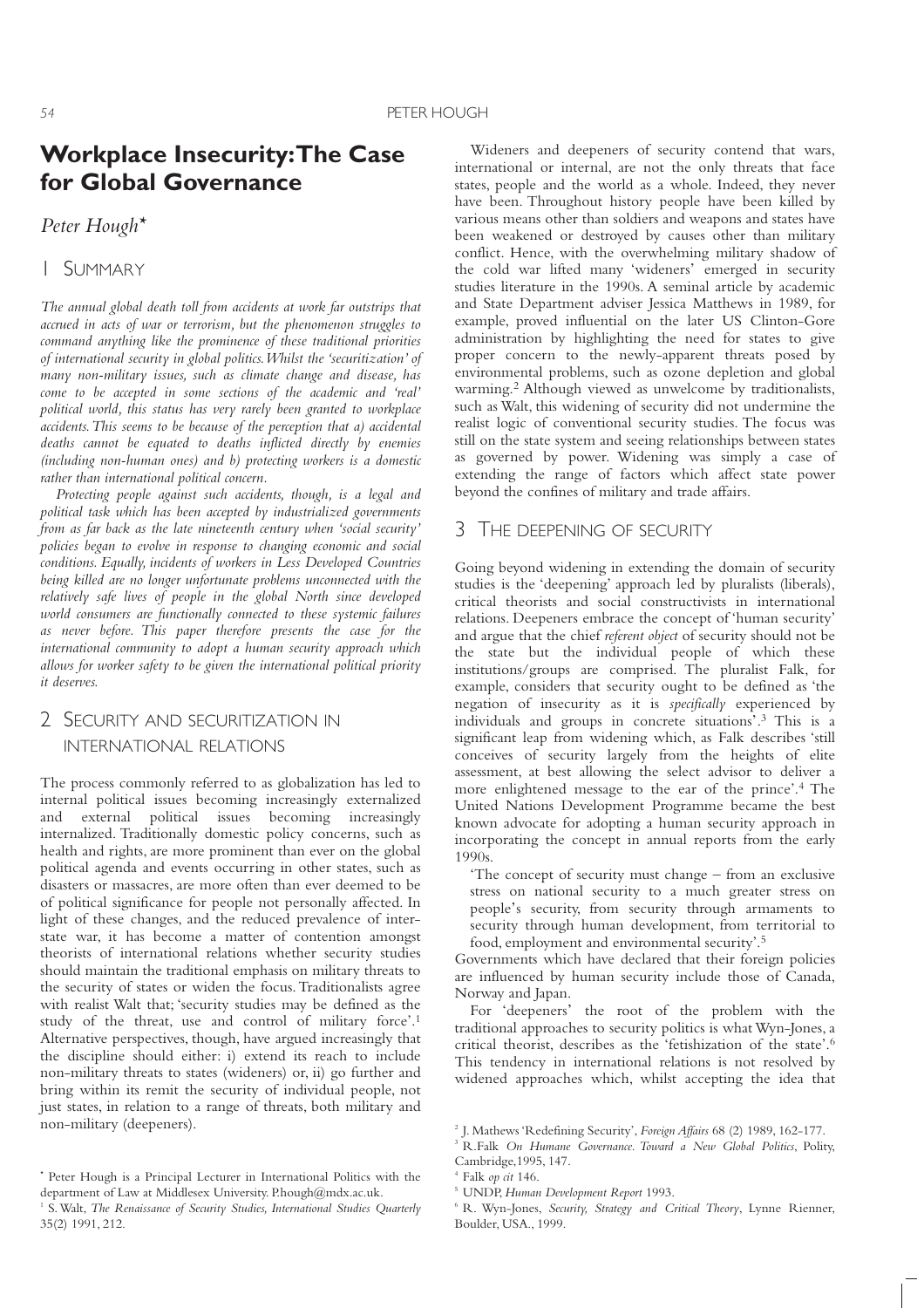# Workplace Insecurity: The Case for Global Governance

*Peter Hough\**

## 1 Summary

*The annual global death toll from accidents at work far outstrips that accrued in acts of war or terrorism, but the phenomenon struggles to command anything like the prominence of these traditional priorities of international security in global politics. Whilst the 'securitization' of many non-military issues, such as climate change and disease, has come to be accepted in some sections of the academic and 'real' political world, this status has very rarely been granted to workplace accidents. This seems to be because of the perception that a) accidental deaths cannot be equated to deaths inflicted directly by enemies (including non-human ones) and b) protecting workers is a domestic rather than international political concern.*

*Protecting people against such accidents, though, is a legal and political task which has been accepted by industrialized governments from as far back as the late nineteenth century when 'social security' policies began to evolve in response to changing economic and social conditions. Equally, incidents of workers in Less Developed Countries being killed are no longer unfortunate problems unconnected with the relatively safe lives of people in the global North since developed world consumers are functionally connected to these systemic failures as never before. This paper therefore presents the case for the international community to adopt a human security approach which allows for worker safety to be given the international political priority it deserves.*

## 2 Security and securitization in international relations

The process commonly referred to as globalization has led to internal political issues becoming increasingly externalized and external political issues becoming increasingly internalized. Traditionally domestic policy concerns, such as health and rights, are more prominent than ever on the global political agenda and events occurring in other states, such as disasters or massacres, are more often than ever deemed to be of political significance for people not personally affected. In light of these changes, and the reduced prevalence of inter-state war, it has become a matter of contention amongst theorists of international relations whether security studies should maintain the traditional emphasis on military threats to the security of states or widen the focus. Traditionalists agree with realist Walt that; 'security studies may be defined as the study of the threat, use and control of military force'.[1] Alternative perspectives, though, have argued increasingly that the discipline should either: i) extend its reach to include non-military threats to states (wideners) or, ii) go further and bring within its remit the security of individual people, not just states, in relation to a range of threats, both military and non-military (deepeners).

Wideners and deepeners of security contend that wars, international or internal, are not the only threats that face states, people and the world as a whole. Indeed, they never have been. Throughout history people have been killed by various means other than soldiers and weapons and states have been weakened or destroyed by causes other than military conflict. Hence, with the overwhelming military shadow of the cold war lifted many 'wideners' emerged in security studies literature in the 1990s. A seminal article by academic and State Department adviser Jessica Matthews in 1989, for example, proved influential on the later US Clinton-Gore administration by highlighting the need for states to give proper concern to the newly-apparent threats posed by environmental problems, such as ozone depletion and global warming.[2] Although viewed as unwelcome by traditionalists, such as Walt, this widening of security did not undermine the realist logic of conventional security studies. The focus was still on the state system and seeing relationships between states as governed by power. Widening was simply a case of extending the range of factors which affect state power beyond the confines of military and trade affairs.

## 3 The deepening of security

Going beyond widening in extending the domain of security studies is the 'deepening' approach led by pluralists (liberals), critical theorists and social constructivists in international relations. Deepeners embrace the concept of 'human security' and argue that the chief *referent object* of security should not be the state but the individual people of which these institutions/groups are comprised. The pluralist Falk, for example, considers that security ought to be defined as 'the negation of insecurity as it is *specifically* experienced by individuals and groups in concrete situations'.[3] This is a significant leap from widening which, as Falk describes 'still conceives of security largely from the heights of elite assessment, at best allowing the select advisor to deliver a more enlightened message to the ear of the prince'.[4] The United Nations Development Programme became the best known advocate for adopting a human security approach in incorporating the concept in annual reports from the early 1990s.

'The concept of security must change – from an exclusive stress on national security to a much greater stress on people's security, from security through armaments to security through human development, from territorial to food, employment and environmental security'.[5]

Governments which have declared that their foreign policies are influenced by human security include those of Canada, Norway and Japan.

For 'deepeners' the root of the problem with the traditional approaches to security politics is what Wyn-Jones, a critical theorist, describes as the 'fetishization of the state'.[6] This tendency in international relations is not resolved by widened approaches which, whilst accepting the idea that

---

\* Peter Hough is a Principal Lecturer in International Politics with the department of Law at Middlesex University. P.hough@mdx.ac.uk.

[1] S. Walt, *The Renaissance of Security Studies, International Studies Quarterly* 35(2) 1991, 212.

[2] J. Mathews 'Redefining Security', *Foreign Affairs* 68 (2) 1989, 162-177.

[3] R.Falk *On Humane Governance. Toward a New Global Politics*, Polity, Cambridge,1995, 147.

[4] Falk *op cit* 146.

[5] UNDP, *Human Development Report* 1993.

[6] R. Wyn-Jones, *Security, Strategy and Critical Theory*, Lynne Rienner, Boulder, USA., 1999.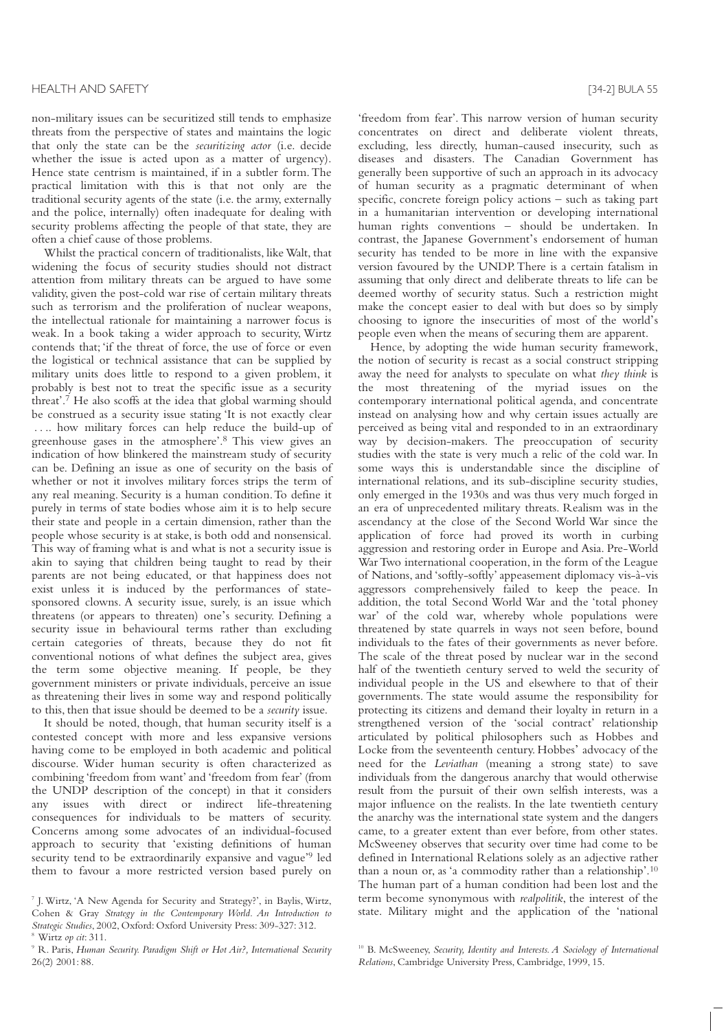non-military issues can be securitized still tends to emphasize threats from the perspective of states and maintains the logic that only the state can be the *securitizing actor* (i.e. decide whether the issue is acted upon as a matter of urgency). Hence state centrism is maintained, if in a subtler form. The practical limitation with this is that not only are the traditional security agents of the state (i.e. the army, externally and the police, internally) often inadequate for dealing with security problems affecting the people of that state, they are often a chief cause of those problems.

Whilst the practical concern of traditionalists, like Walt, that widening the focus of security studies should not distract attention from military threats can be argued to have some validity, given the post-cold war rise of certain military threats such as terrorism and the proliferation of nuclear weapons, the intellectual rationale for maintaining a narrower focus is weak. In a book taking a wider approach to security, Wirtz contends that; 'if the threat of force, the use of force or even the logistical or technical assistance that can be supplied by military units does little to respond to a given problem, it probably is best not to treat the specific issue as a security threat'.[7] He also scoffs at the idea that global warming should be construed as a security issue stating 'It is not exactly clear .... how military forces can help reduce the build-up of greenhouse gases in the atmosphere'.[8] This view gives an indication of how blinkered the mainstream study of security can be. Defining an issue as one of security on the basis of whether or not it involves military forces strips the term of any real meaning. Security is a human condition. To define it purely in terms of state bodies whose aim it is to help secure their state and people in a certain dimension, rather than the people whose security is at stake, is both odd and nonsensical. This way of framing what is and what is not a security issue is akin to saying that children being taught to read by their parents are not being educated, or that happiness does not exist unless it is induced by the performances of state-sponsored clowns. A security issue, surely, is an issue which threatens (or appears to threaten) one's security. Defining a security issue in behavioural terms rather than excluding certain categories of threats, because they do not fit conventional notions of what defines the subject area, gives the term some objective meaning. If people, be they government ministers or private individuals, perceive an issue as threatening their lives in some way and respond politically to this, then that issue should be deemed to be a *security* issue.

It should be noted, though, that human security itself is a contested concept with more and less expansive versions having come to be employed in both academic and political discourse. Wider human security is often characterized as combining 'freedom from want' and 'freedom from fear' (from the UNDP description of the concept) in that it considers any issues with direct or indirect life-threatening consequences for individuals to be matters of security. Concerns among some advocates of an individual-focused approach to security that 'existing definitions of human security tend to be extraordinarily expansive and vague'[9] led them to favour a more restricted version based purely on 'freedom from fear'. This narrow version of human security concentrates on direct and deliberate violent threats, excluding, less directly, human-caused insecurity, such as diseases and disasters. The Canadian Government has generally been supportive of such an approach in its advocacy of human security as a pragmatic determinant of when specific, concrete foreign policy actions – such as taking part in a humanitarian intervention or developing international human rights conventions – should be undertaken. In contrast, the Japanese Government's endorsement of human security has tended to be more in line with the expansive version favoured by the UNDP. There is a certain fatalism in assuming that only direct and deliberate threats to life can be deemed worthy of security status. Such a restriction might make the concept easier to deal with but does so by simply choosing to ignore the insecurities of most of the world's people even when the means of securing them are apparent.

Hence, by adopting the wide human security framework, the notion of security is recast as a social construct stripping away the need for analysts to speculate on what *they think* is the most threatening of the myriad issues on the contemporary international political agenda, and concentrate instead on analysing how and why certain issues actually are perceived as being vital and responded to in an extraordinary way by decision-makers. The preoccupation of security studies with the state is very much a relic of the cold war. In some ways this is understandable since the discipline of international relations, and its sub-discipline security studies, only emerged in the 1930s and was thus very much forged in an era of unprecedented military threats. Realism was in the ascendancy at the close of the Second World War since the application of force had proved its worth in curbing aggression and restoring order in Europe and Asia. Pre-World War Two international cooperation, in the form of the League of Nations, and 'softly-softly' appeasement diplomacy vis-à-vis aggressors comprehensively failed to keep the peace. In addition, the total Second World War and the 'total phoney war' of the cold war, whereby whole populations were threatened by state quarrels in ways not seen before, bound individuals to the fates of their governments as never before. The scale of the threat posed by nuclear war in the second half of the twentieth century served to weld the security of individual people in the US and elsewhere to that of their governments. The state would assume the responsibility for protecting its citizens and demand their loyalty in return in a strengthened version of the 'social contract' relationship articulated by political philosophers such as Hobbes and Locke from the seventeenth century. Hobbes' advocacy of the need for the *Leviathan* (meaning a strong state) to save individuals from the dangerous anarchy that would otherwise result from the pursuit of their own selfish interests, was a major influence on the realists. In the late twentieth century the anarchy was the international state system and the dangers came, to a greater extent than ever before, from other states. McSweeney observes that security over time had come to be defined in International Relations solely as an adjective rather than a noun or, as 'a commodity rather than a relationship'.[10] The human part of a human condition had been lost and the term become synonymous with *realpolitik*, the interest of the state. Military might and the application of the 'national

---

[7] J. Wirtz, 'A New Agenda for Security and Strategy?', in Baylis, Wirtz, Cohen & Gray *Strategy in the Contemporary World. An Introduction to Strategic Studies*, 2002, Oxford: Oxford University Press: 309-327: 312.

[8] Wirtz *op cit*: 311.

[9] R. Paris, *Human Security. Paradigm Shift or Hot Air?, International Security* 26(2) 2001: 88.

[10] B. McSweeney, *Security, Identity and Interests. A Sociology of International Relations*, Cambridge University Press, Cambridge, 1999, 15.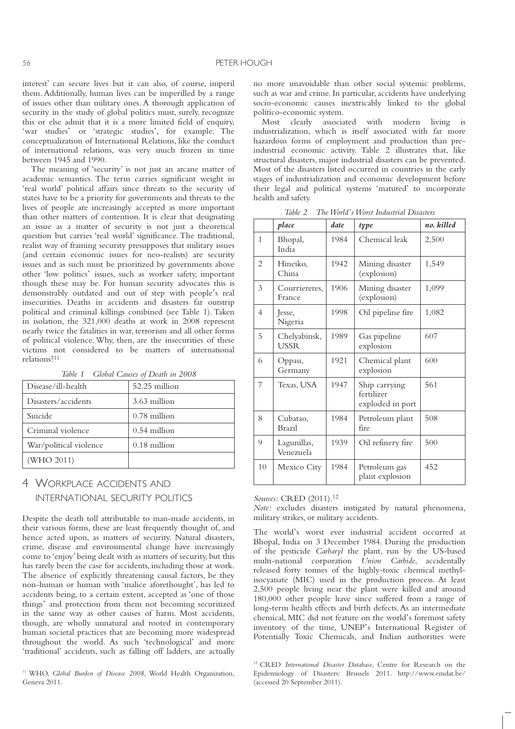interest' can secure lives but it can also, of course, imperil them. Additionally, human lives can be imperilled by a range of issues other than military ones. A thorough application of security in the study of global politics must, surely, recognize this or else admit that it is a more limited field of enquiry, 'war studies' or 'strategic studies', for example. The conceptualization of International Relations, like the conduct of international relations, was very much frozen in time between 1945 and 1990.

The meaning of 'security' is not just an arcane matter of academic semantics. The term carries significant weight in 'real world' political affairs since threats to the security of states have to be a priority for governments and threats to the lives of people are increasingly accepted as more important than other matters of contention. It is clear that designating an issue as a matter of security is not just a theoretical question but carries 'real world' significance. The traditional, realist way of framing security presupposes that military issues (and certain economic issues for neo-realists) are security issues and as such must be prioritized by governments above other 'low politics' issues, such as worker safety, important though these may be. For human security advocates this is demonstrably outdated and out of step with people's real insecurities. Deaths in accidents and disasters far outstrip political and criminal killings combined (see Table 1). Taken in isolation, the 321,000 deaths at work in 2008 represent nearly twice the fatalities in war, terrorism and all other forms of political violence. Why, then, are the insecurities of these victims not considered to be matters of international relations?[11]

*Table 1 Global Causes of Death in 2008*

| | |
|---|---|
| Disease/ill-health | 52.25 million |
| Disasters/accidents | 3.63 million |
| Suicide | 0.78 million |
| Criminal violence | 0.54 million |
| War/political violence | 0.18 million |
| (WHO 2011) | |

## 4 Workplace accidents and international security politics

Despite the death toll attributable to man-made accidents, in their various forms, these are least frequently thought of, and hence acted upon, as matters of security. Natural disasters, crime, disease and environmental change have increasingly come to 'enjoy' being dealt with as matters of security, but this has rarely been the case for accidents, including those at work. The absence of explicitly threatening causal factors, be they non-human or human with 'malice aforethought', has led to accidents being, to a certain extent, accepted as 'one of those things' and protection from them not becoming securitized in the same way as other causes of harm. Most accidents, though, are wholly unnatural and rooted in contemporary human societal practices that are becoming more widespread throughout the world. As such 'technological' and more 'traditional' accidents, such as falling off ladders, are actually no more unavoidable than other social systemic problems, such as war and crime. In particular, accidents have underlying socio-economic causes inextricably linked to the global politico-economic system.

Most clearly associated with modern living is industrialization, which is itself associated with far more hazardous forms of employment and production than pre-industrial economic activity. Table 2 illustrates that, like structural disasters, major industrial disasters can be prevented. Most of the disasters listed occurred in countries in the early stages of industrialization and economic development before their legal and political systems 'matured' to incorporate health and safety.

*Table 2 The World's Worst Industrial Disasters*

| | *place* | *date* | *type* | *no. killed* |
|---|---|---|---|---|
| 1 | Bhopal, India | 1984 | Chemical leak | 2,500 |
| 2 | Hineiko, China | 1942 | Mining disaster (explosion) | 1,549 |
| 3 | Courriereres, France | 1906 | Mining disaster (explosion) | 1,099 |
| 4 | Jesse, Nigeria | 1998 | Oil pipeline fire | 1,082 |
| 5 | Chelyabinsk, USSR | 1989 | Gas pipeline explosion | 607 |
| 6 | Oppau, Germany | 1921 | Chemical plant explosion | 600 |
| 7 | Texas, USA | 1947 | Ship carrying fertilizer exploded in port | 561 |
| 8 | Cubatao, Brazil | 1984 | Petroleum plant fire | 508 |
| 9 | Lagunillas, Venezuela | 1939 | Oil refinery fire | 500 |
| 10 | Mexico City | 1984 | Petroleum gas plant explosion | 452 |

*Sources:* CRED (2011).[12]
*Note:* excludes disasters instigated by natural phenomena, military strikes, or military accidents.

The world's worst ever industrial accident occurred at Bhopal, India on 3 December 1984. During the production of the pesticide *Carbaryl* the plant, run by the US-based multi-national corporation *Union Carbide*, accidentally released forty tonnes of the highly-toxic chemical methyl-isocyanate (MIC) used in the production process. At least 2,500 people living near the plant were killed and around 180,000 other people have since suffered from a range of long-term health effects and birth defects. As an intermediate chemical, MIC did not feature on the world's foremost safety inventory of the time, UNEP's International Register of Potentially Toxic Chemicals, and Indian authorities were

[11] WHO, *Global Burden of Disease 2008*, World Health Organization, Geneva 2011.

[12] CRED *International Disaster Database*, Centre for Research on the Epidemiology of Disasters: Brussels 2011. http://www.emdat.be/ (accessed 20 September 2011).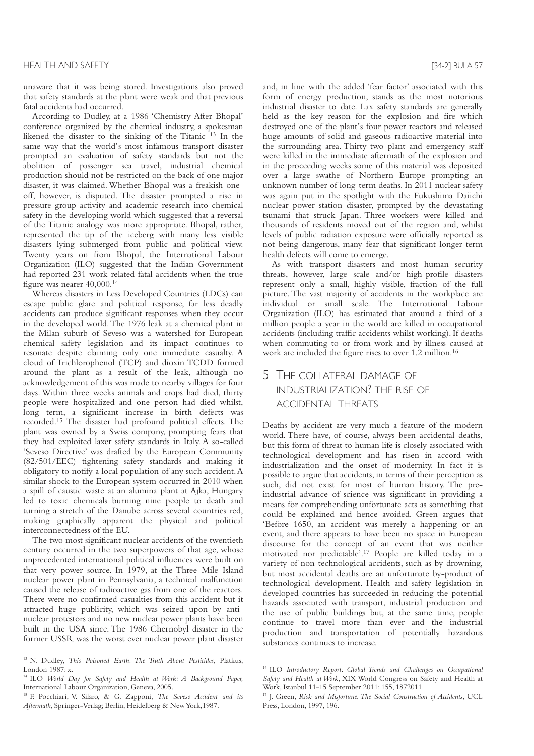unaware that it was being stored. Investigations also proved that safety standards at the plant were weak and that previous fatal accidents had occurred.

According to Dudley, at a 1986 'Chemistry After Bhopal' conference organized by the chemical industry, a spokesman likened the disaster to the sinking of the Titanic [13] In the same way that the world's most infamous transport disaster prompted an evaluation of safety standards but not the abolition of passenger sea travel, industrial chemical production should not be restricted on the back of one major disaster, it was claimed. Whether Bhopal was a freakish one-off, however, is disputed. The disaster prompted a rise in pressure group activity and academic research into chemical safety in the developing world which suggested that a reversal of the Titanic analogy was more appropriate. Bhopal, rather, represented the tip of the iceberg with many less visible disasters lying submerged from public and political view. Twenty years on from Bhopal, the International Labour Organization (ILO) suggested that the Indian Government had reported 231 work-related fatal accidents when the true figure was nearer 40,000.[14]

Whereas disasters in Less Developed Countries (LDCs) can escape public glare and political response, far less deadly accidents can produce significant responses when they occur in the developed world. The 1976 leak at a chemical plant in the Milan suburb of Seveso was a watershed for European chemical safety legislation and its impact continues to resonate despite claiming only one immediate casualty. A cloud of Trichlorophenol (TCP) and dioxin TCDD formed around the plant as a result of the leak, although no acknowledgement of this was made to nearby villages for four days. Within three weeks animals and crops had died, thirty people were hospitalized and one person had died whilst, long term, a significant increase in birth defects was recorded.[15] The disaster had profound political effects. The plant was owned by a Swiss company, prompting fears that they had exploited laxer safety standards in Italy. A so-called 'Seveso Directive' was drafted by the European Community (82/501/EEC) tightening safety standards and making it obligatory to notify a local population of any such accident. A similar shock to the European system occurred in 2010 when a spill of caustic waste at an alumina plant at Ajka, Hungary led to toxic chemicals burning nine people to death and turning a stretch of the Danube across several countries red, making graphically apparent the physical and political interconnectedness of the EU.

The two most significant nuclear accidents of the twentieth century occurred in the two superpowers of that age, whose unprecedented international political influences were built on that very power source. In 1979, at the Three Mile Island nuclear power plant in Pennsylvania, a technical malfunction caused the release of radioactive gas from one of the reactors. There were no confirmed casualties from this accident but it attracted huge publicity, which was seized upon by anti-nuclear protestors and no new nuclear power plants have been built in the USA since. The 1986 Chernobyl disaster in the former USSR was the worst ever nuclear power plant disaster and, in line with the added 'fear factor' associated with this form of energy production, stands as the most notorious industrial disaster to date. Lax safety standards are generally held as the key reason for the explosion and fire which destroyed one of the plant's four power reactors and released huge amounts of solid and gaseous radioactive material into the surrounding area. Thirty-two plant and emergency staff were killed in the immediate aftermath of the explosion and in the proceeding weeks some of this material was deposited over a large swathe of Northern Europe prompting an unknown number of long-term deaths. In 2011 nuclear safety was again put in the spotlight with the Fukushima Daiichi nuclear power station disaster, prompted by the devastating tsunami that struck Japan. Three workers were killed and thousands of residents moved out of the region and, whilst levels of public radiation exposure were officially reported as not being dangerous, many fear that significant longer-term health defects will come to emerge.

As with transport disasters and most human security threats, however, large scale and/or high-profile disasters represent only a small, highly visible, fraction of the full picture. The vast majority of accidents in the workplace are individual or small scale. The International Labour Organization (ILO) has estimated that around a third of a million people a year in the world are killed in occupational accidents (including traffic accidents whilst working). If deaths when commuting to or from work and by illness caused at work are included the figure rises to over 1.2 million.[16]

## 5 The collateral damage of industrialization? The rise of accidental threats

Deaths by accident are very much a feature of the modern world. There have, of course, always been accidental deaths, but this form of threat to human life is closely associated with technological development and has risen in accord with industrialization and the onset of modernity. In fact it is possible to argue that accidents, in terms of their perception as such, did not exist for most of human history. The pre-industrial advance of science was significant in providing a means for comprehending unfortunate acts as something that could be explained and hence avoided. Green argues that 'Before 1650, an accident was merely a happening or an event, and there appears to have been no space in European discourse for the concept of an event that was neither motivated nor predictable'.[17] People are killed today in a variety of non-technological accidents, such as by drowning, but most accidental deaths are an unfortunate by-product of technological development. Health and safety legislation in developed countries has succeeded in reducing the potential hazards associated with transport, industrial production and the use of public buildings but, at the same time, people continue to travel more than ever and the industrial production and transportation of potentially hazardous substances continues to increase.

---

[13] N. Dudley, *This Poisoned Earth. The Truth About Pesticides,* Platkus, London 1987: x.

[14] ILO *World Day for Safety and Health at Work: A Background Paper,* International Labour Organization, Geneva, 2005.

[15] F. Pocchiari, V. Silaro, & G. Zapponi, *The Seveso Accident and its Aftermath*, Springer-Verlag; Berlin, Heidelberg & New York,1987.

[16] ILO *Introductory Report: Global Trends and Challenges on Occupational Safety and Health at Work*, XIX World Congress on Safety and Health at Work, Istanbul 11-15 September 2011: 155, 1872011.

[17] J. Green, *Risk and Misfortune. The Social Construction of Accidents*, UCL Press, London, 1997, 196.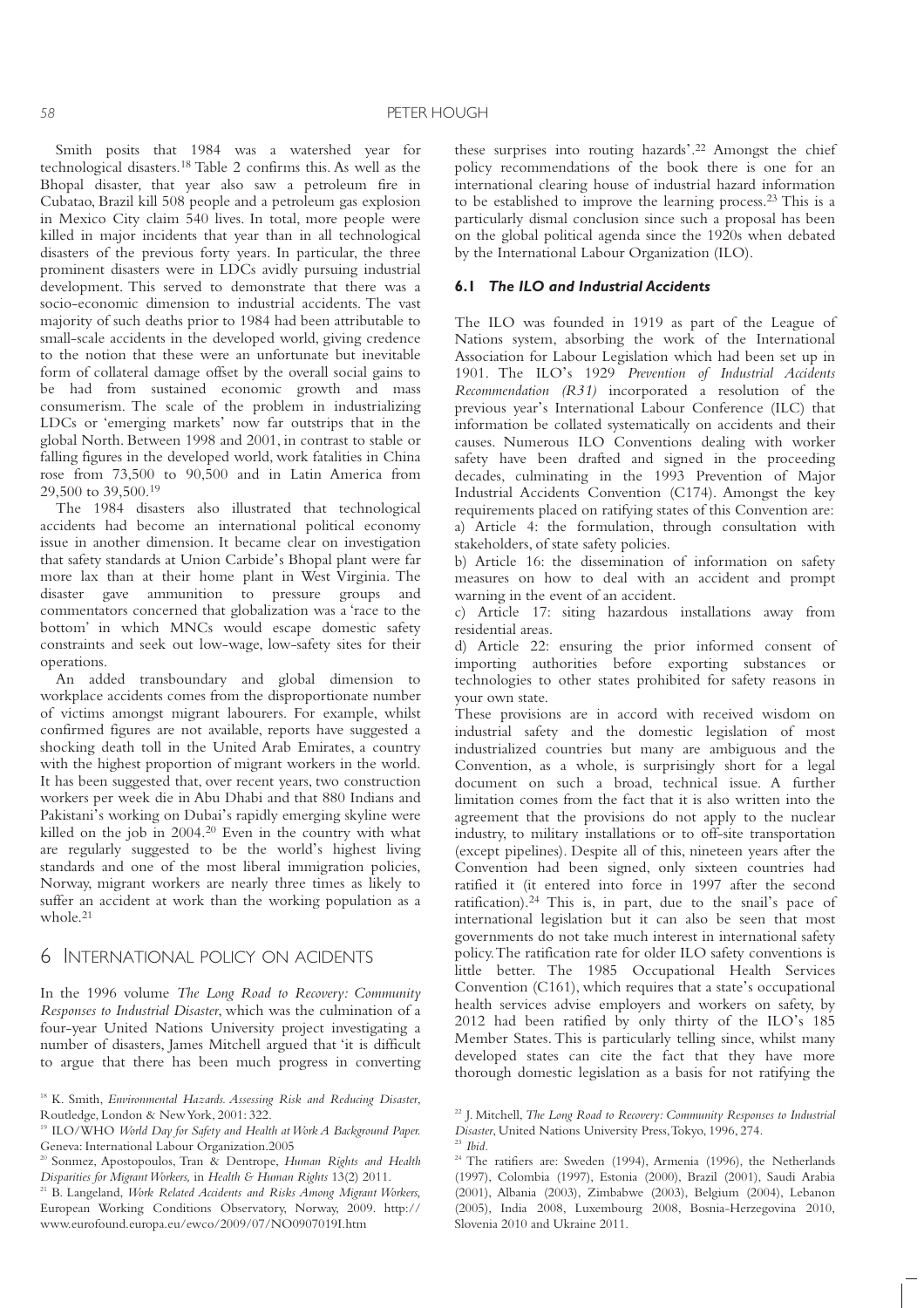Smith posits that 1984 was a watershed year for technological disasters.[18] Table 2 confirms this. As well as the Bhopal disaster, that year also saw a petroleum fire in Cubatao, Brazil kill 508 people and a petroleum gas explosion in Mexico City claim 540 lives. In total, more people were killed in major incidents that year than in all technological disasters of the previous forty years. In particular, the three prominent disasters were in LDCs avidly pursuing industrial development. This served to demonstrate that there was a socio-economic dimension to industrial accidents. The vast majority of such deaths prior to 1984 had been attributable to small-scale accidents in the developed world, giving credence to the notion that these were an unfortunate but inevitable form of collateral damage offset by the overall social gains to be had from sustained economic growth and mass consumerism. The scale of the problem in industrializing LDCs or 'emerging markets' now far outstrips that in the global North. Between 1998 and 2001, in contrast to stable or falling figures in the developed world, work fatalities in China rose from 73,500 to 90,500 and in Latin America from 29,500 to 39,500.[19]

The 1984 disasters also illustrated that technological accidents had become an international political economy issue in another dimension. It became clear on investigation that safety standards at Union Carbide's Bhopal plant were far more lax than at their home plant in West Virginia. The disaster gave ammunition to pressure groups and commentators concerned that globalization was a 'race to the bottom' in which MNCs would escape domestic safety constraints and seek out low-wage, low-safety sites for their operations.

An added transboundary and global dimension to workplace accidents comes from the disproportionate number of victims amongst migrant labourers. For example, whilst confirmed figures are not available, reports have suggested a shocking death toll in the United Arab Emirates, a country with the highest proportion of migrant workers in the world. It has been suggested that, over recent years, two construction workers per week die in Abu Dhabi and that 880 Indians and Pakistani's working on Dubai's rapidly emerging skyline were killed on the job in 2004.[20] Even in the country with what are regularly suggested to be the world's highest living standards and one of the most liberal immigration policies, Norway, migrant workers are nearly three times as likely to suffer an accident at work than the working population as a whole.[21]

## 6 International policy on accidents

In the 1996 volume *The Long Road to Recovery: Community Responses to Industrial Disaster*, which was the culmination of a four-year United Nations University project investigating a number of disasters, James Mitchell argued that 'it is difficult to argue that there has been much progress in converting these surprises into routing hazards'.[22] Amongst the chief policy recommendations of the book there is one for an international clearing house of industrial hazard information to be established to improve the learning process.[23] This is a particularly dismal conclusion since such a proposal has been on the global political agenda since the 1920s when debated by the International Labour Organization (ILO).

### 6.1 *The ILO and Industrial Accidents*

The ILO was founded in 1919 as part of the League of Nations system, absorbing the work of the International Association for Labour Legislation which had been set up in 1901. The ILO's 1929 *Prevention of Industrial Accidents Recommendation (R31)* incorporated a resolution of the previous year's International Labour Conference (ILC) that information be collated systematically on accidents and their causes. Numerous ILO Conventions dealing with worker safety have been drafted and signed in the proceeding decades, culminating in the 1993 Prevention of Major Industrial Accidents Convention (C174). Amongst the key requirements placed on ratifying states of this Convention are:

a) Article 4: the formulation, through consultation with stakeholders, of state safety policies.

b) Article 16: the dissemination of information on safety measures on how to deal with an accident and prompt warning in the event of an accident.

c) Article 17: siting hazardous installations away from residential areas.

d) Article 22: ensuring the prior informed consent of importing authorities before exporting substances or technologies to other states prohibited for safety reasons in your own state.

These provisions are in accord with received wisdom on industrial safety and the domestic legislation of most industrialized countries but many are ambiguous and the Convention, as a whole, is surprisingly short for a legal document on such a broad, technical issue. A further limitation comes from the fact that it is also written into the agreement that the provisions do not apply to the nuclear industry, to military installations or to off-site transportation (except pipelines). Despite all of this, nineteen years after the Convention had been signed, only sixteen countries had ratified it (it entered into force in 1997 after the second ratification).[24] This is, in part, due to the snail's pace of international legislation but it can also be seen that most governments do not take much interest in international safety policy. The ratification rate for older ILO safety conventions is little better. The 1985 Occupational Health Services Convention (C161), which requires that a state's occupational health services advise employers and workers on safety, by 2012 had been ratified by only thirty of the ILO's 185 Member States. This is particularly telling since, whilst many developed states can cite the fact that they have more thorough domestic legislation as a basis for not ratifying the

---

[18] K. Smith, *Environmental Hazards. Assessing Risk and Reducing Disaster*, Routledge, London & New York, 2001: 322.

[19] ILO/WHO *World Day for Safety and Health at Work A Background Paper.* Geneva: International Labour Organization.2005

[20] Sonmez, Apostopoulos, Tran & Dentrope, *Human Rights and Health Disparities for Migrant Workers,* in *Health & Human Rights* 13(2) 2011.

[21] B. Langeland, *Work Related Accidents and Risks Among Migrant Workers,* European Working Conditions Observatory, Norway, 2009. http://www.eurofound.europa.eu/ewco/2009/07/NO0907019I.htm

[22] J. Mitchell, *The Long Road to Recovery: Community Responses to Industrial Disaster*, United Nations University Press, Tokyo, 1996, 274.

[23] *Ibid*.

[24] The ratifiers are: Sweden (1994), Armenia (1996), the Netherlands (1997), Colombia (1997), Estonia (2000), Brazil (2001), Saudi Arabia (2001), Albania (2003), Zimbabwe (2003), Belgium (2004), Lebanon (2005), India 2008, Luxembourg 2008, Bosnia-Herzegovina 2010, Slovenia 2010 and Ukraine 2011.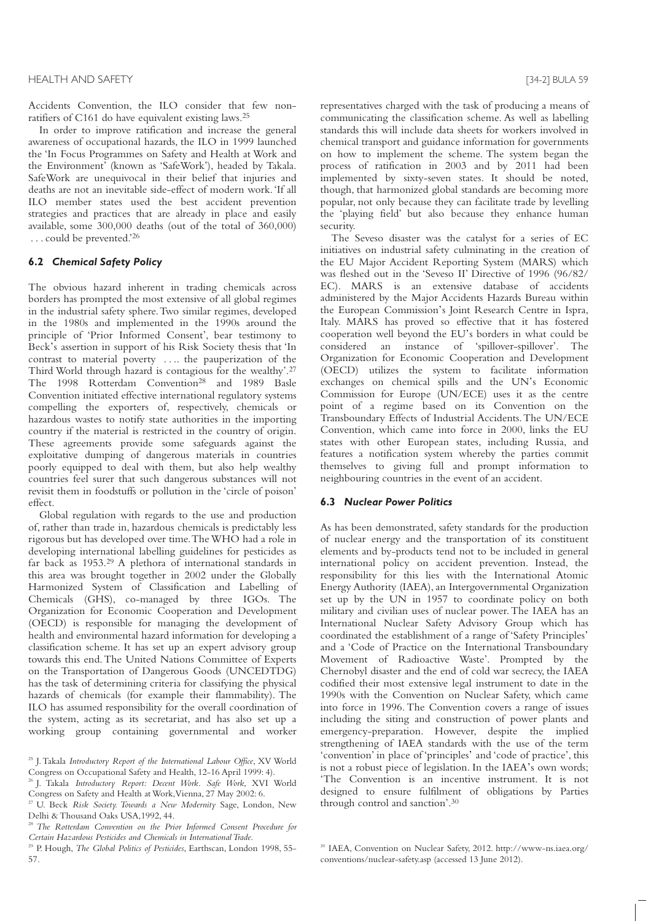Accidents Convention, the ILO consider that few non-ratifiers of C161 do have equivalent existing laws.[25]

In order to improve ratification and increase the general awareness of occupational hazards, the ILO in 1999 launched the 'In Focus Programmes on Safety and Health at Work and the Environment' (known as 'SafeWork'), headed by Takala. SafeWork are unequivocal in their belief that injuries and deaths are not an inevitable side-effect of modern work. 'If all ILO member states used the best accident prevention strategies and practices that are already in place and easily available, some 300,000 deaths (out of the total of 360,000) . . . could be prevented.'[26]

### 6.2 *Chemical Safety Policy*

The obvious hazard inherent in trading chemicals across borders has prompted the most extensive of all global regimes in the industrial safety sphere. Two similar regimes, developed in the 1980s and implemented in the 1990s around the principle of 'Prior Informed Consent', bear testimony to Beck's assertion in support of his Risk Society thesis that 'In contrast to material poverty …. the pauperization of the Third World through hazard is contagious for the wealthy'.[27] The 1998 Rotterdam Convention[28] and 1989 Basle Convention initiated effective international regulatory systems compelling the exporters of, respectively, chemicals or hazardous wastes to notify state authorities in the importing country if the material is restricted in the country of origin. These agreements provide some safeguards against the exploitative dumping of dangerous materials in countries poorly equipped to deal with them, but also help wealthy countries feel surer that such dangerous substances will not revisit them in foodstuffs or pollution in the 'circle of poison' effect.

Global regulation with regards to the use and production of, rather than trade in, hazardous chemicals is predictably less rigorous but has developed over time. The WHO had a role in developing international labelling guidelines for pesticides as far back as 1953.[29] A plethora of international standards in this area was brought together in 2002 under the Globally Harmonized System of Classification and Labelling of Chemicals (GHS), co-managed by three IGOs. The Organization for Economic Cooperation and Development (OECD) is responsible for managing the development of health and environmental hazard information for developing a classification scheme. It has set up an expert advisory group towards this end. The United Nations Committee of Experts on the Transportation of Dangerous Goods (UNCEDTDG) has the task of determining criteria for classifying the physical hazards of chemicals (for example their flammability). The ILO has assumed responsibility for the overall coordination of the system, acting as its secretariat, and has also set up a working group containing governmental and worker representatives charged with the task of producing a means of communicating the classification scheme. As well as labelling standards this will include data sheets for workers involved in chemical transport and guidance information for governments on how to implement the scheme. The system began the process of ratification in 2003 and by 2011 had been implemented by sixty-seven states. It should be noted, though, that harmonized global standards are becoming more popular, not only because they can facilitate trade by levelling the 'playing field' but also because they enhance human security.

The Seveso disaster was the catalyst for a series of EC initiatives on industrial safety culminating in the creation of the EU Major Accident Reporting System (MARS) which was fleshed out in the 'Seveso II' Directive of 1996 (96/82/EC). MARS is an extensive database of accidents administered by the Major Accidents Hazards Bureau within the European Commission's Joint Research Centre in Ispra, Italy. MARS has proved so effective that it has fostered cooperation well beyond the EU's borders in what could be considered an instance of 'spillover-spillover'. The Organization for Economic Cooperation and Development (OECD) utilizes the system to facilitate information exchanges on chemical spills and the UN's Economic Commission for Europe (UN/ECE) uses it as the centre point of a regime based on its Convention on the Transboundary Effects of Industrial Accidents. The UN/ECE Convention, which came into force in 2000, links the EU states with other European states, including Russia, and features a notification system whereby the parties commit themselves to giving full and prompt information to neighbouring countries in the event of an accident.

### 6.3 *Nuclear Power Politics*

As has been demonstrated, safety standards for the production of nuclear energy and the transportation of its constituent elements and by-products tend not to be included in general international policy on accident prevention. Instead, the responsibility for this lies with the International Atomic Energy Authority (IAEA), an Intergovernmental Organization set up by the UN in 1957 to coordinate policy on both military and civilian uses of nuclear power. The IAEA has an International Nuclear Safety Advisory Group which has coordinated the establishment of a range of 'Safety Principles' and a 'Code of Practice on the International Transboundary Movement of Radioactive Waste'. Prompted by the Chernobyl disaster and the end of cold war secrecy, the IAEA codified their most extensive legal instrument to date in the 1990s with the Convention on Nuclear Safety, which came into force in 1996. The Convention covers a range of issues including the siting and construction of power plants and emergency-preparation. However, despite the implied strengthening of IAEA standards with the use of the term 'convention' in place of 'principles' and 'code of practice', this is not a robust piece of legislation. In the IAEA's own words; 'The Convention is an incentive instrument. It is not designed to ensure fulfilment of obligations by Parties through control and sanction'.[30]

---

[25] J. Takala *Introductory Report of the International Labour Office*, XV World Congress on Occupational Safety and Health, 12-16 April 1999: 4).

[26] J. Takala *Introductory Report: Decent Work. Safe Work*, XVI World Congress on Safety and Health at Work, Vienna, 27 May 2002: 6.

[27] U. Beck *Risk Society. Towards a New Modernity* Sage, London, New Delhi & Thousand Oaks USA, 1992, 44.

[28] *The Rotterdam Convention on the Prior Informed Consent Procedure for Certain Hazardous Pesticides and Chemicals in International Trade.*

[29] P. Hough, *The Global Politics of Pesticides*, Earthscan, London 1998, 55-57.

[30] IAEA, Convention on Nuclear Safety, 2012. http://www-ns.iaea.org/conventions/nuclear-safety.asp (accessed 13 June 2012).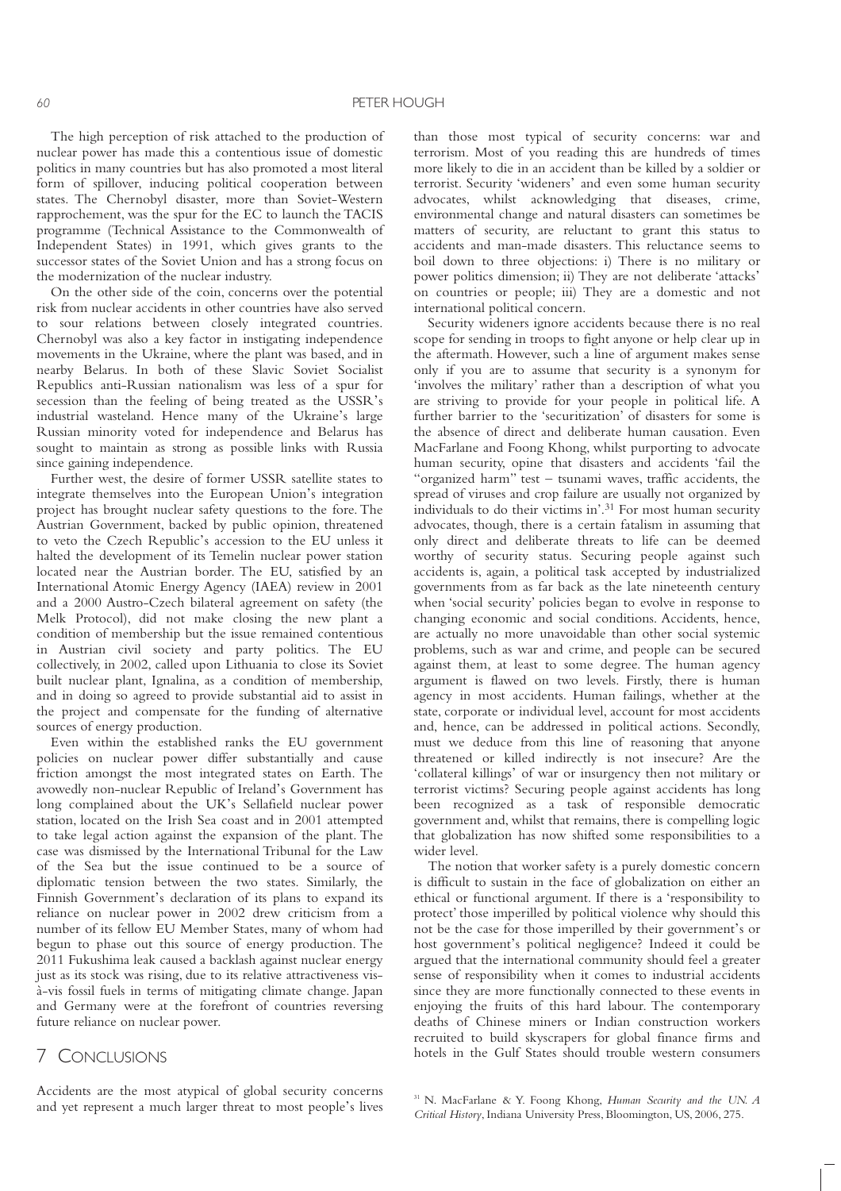The high perception of risk attached to the production of nuclear power has made this a contentious issue of domestic politics in many countries but has also promoted a most literal form of spillover, inducing political cooperation between states. The Chernobyl disaster, more than Soviet-Western rapprochement, was the spur for the EC to launch the TACIS programme (Technical Assistance to the Commonwealth of Independent States) in 1991, which gives grants to the successor states of the Soviet Union and has a strong focus on the modernization of the nuclear industry.

On the other side of the coin, concerns over the potential risk from nuclear accidents in other countries have also served to sour relations between closely integrated countries. Chernobyl was also a key factor in instigating independence movements in the Ukraine, where the plant was based, and in nearby Belarus. In both of these Slavic Soviet Socialist Republics anti-Russian nationalism was less of a spur for secession than the feeling of being treated as the USSR's industrial wasteland. Hence many of the Ukraine's large Russian minority voted for independence and Belarus has sought to maintain as strong as possible links with Russia since gaining independence.

Further west, the desire of former USSR satellite states to integrate themselves into the European Union's integration project has brought nuclear safety questions to the fore. The Austrian Government, backed by public opinion, threatened to veto the Czech Republic's accession to the EU unless it halted the development of its Temelin nuclear power station located near the Austrian border. The EU, satisfied by an International Atomic Energy Agency (IAEA) review in 2001 and a 2000 Austro-Czech bilateral agreement on safety (the Melk Protocol), did not make closing the new plant a condition of membership but the issue remained contentious in Austrian civil society and party politics. The EU collectively, in 2002, called upon Lithuania to close its Soviet built nuclear plant, Ignalina, as a condition of membership, and in doing so agreed to provide substantial aid to assist in the project and compensate for the funding of alternative sources of energy production.

Even within the established ranks the EU government policies on nuclear power differ substantially and cause friction amongst the most integrated states on Earth. The avowedly non-nuclear Republic of Ireland's Government has long complained about the UK's Sellafield nuclear power station, located on the Irish Sea coast and in 2001 attempted to take legal action against the expansion of the plant. The case was dismissed by the International Tribunal for the Law of the Sea but the issue continued to be a source of diplomatic tension between the two states. Similarly, the Finnish Government's declaration of its plans to expand its reliance on nuclear power in 2002 drew criticism from a number of its fellow EU Member States, many of whom had begun to phase out this source of energy production. The 2011 Fukushima leak caused a backlash against nuclear energy just as its stock was rising, due to its relative attractiveness vis-à-vis fossil fuels in terms of mitigating climate change. Japan and Germany were at the forefront of countries reversing future reliance on nuclear power.

## 7 Conclusions

Accidents are the most atypical of global security concerns and yet represent a much larger threat to most people's lives than those most typical of security concerns: war and terrorism. Most of you reading this are hundreds of times more likely to die in an accident than be killed by a soldier or terrorist. Security 'wideners' and even some human security advocates, whilst acknowledging that diseases, crime, environmental change and natural disasters can sometimes be matters of security, are reluctant to grant this status to accidents and man-made disasters. This reluctance seems to boil down to three objections: i) There is no military or power politics dimension; ii) They are not deliberate 'attacks' on countries or people; iii) They are a domestic and not international political concern.

Security wideners ignore accidents because there is no real scope for sending in troops to fight anyone or help clear up in the aftermath. However, such a line of argument makes sense only if you are to assume that security is a synonym for 'involves the military' rather than a description of what you are striving to provide for your people in political life. A further barrier to the 'securitization' of disasters for some is the absence of direct and deliberate human causation. Even MacFarlane and Foong Khong, whilst purporting to advocate human security, opine that disasters and accidents 'fail the "organized harm" test – tsunami waves, traffic accidents, the spread of viruses and crop failure are usually not organized by individuals to do their victims in'.[31] For most human security advocates, though, there is a certain fatalism in assuming that only direct and deliberate threats to life can be deemed worthy of security status. Securing people against such accidents is, again, a political task accepted by industrialized governments from as far back as the late nineteenth century when 'social security' policies began to evolve in response to changing economic and social conditions. Accidents, hence, are actually no more unavoidable than other social systemic problems, such as war and crime, and people can be secured against them, at least to some degree. The human agency argument is flawed on two levels. Firstly, there is human agency in most accidents. Human failings, whether at the state, corporate or individual level, account for most accidents and, hence, can be addressed in political actions. Secondly, must we deduce from this line of reasoning that anyone threatened or killed indirectly is not insecure? Are the 'collateral killings' of war or insurgency then not military or terrorist victims? Securing people against accidents has long been recognized as a task of responsible democratic government and, whilst that remains, there is compelling logic that globalization has now shifted some responsibilities to a wider level.

The notion that worker safety is a purely domestic concern is difficult to sustain in the face of globalization on either an ethical or functional argument. If there is a 'responsibility to protect' those imperilled by political violence why should this not be the case for those imperilled by their government's or host government's political negligence? Indeed it could be argued that the international community should feel a greater sense of responsibility when it comes to industrial accidents since they are more functionally connected to these events in enjoying the fruits of this hard labour. The contemporary deaths of Chinese miners or Indian construction workers recruited to build skyscrapers for global finance firms and hotels in the Gulf States should trouble western consumers

[31] N. MacFarlane & Y. Foong Khong, *Human Security and the UN. A Critical History*, Indiana University Press, Bloomington, US, 2006, 275.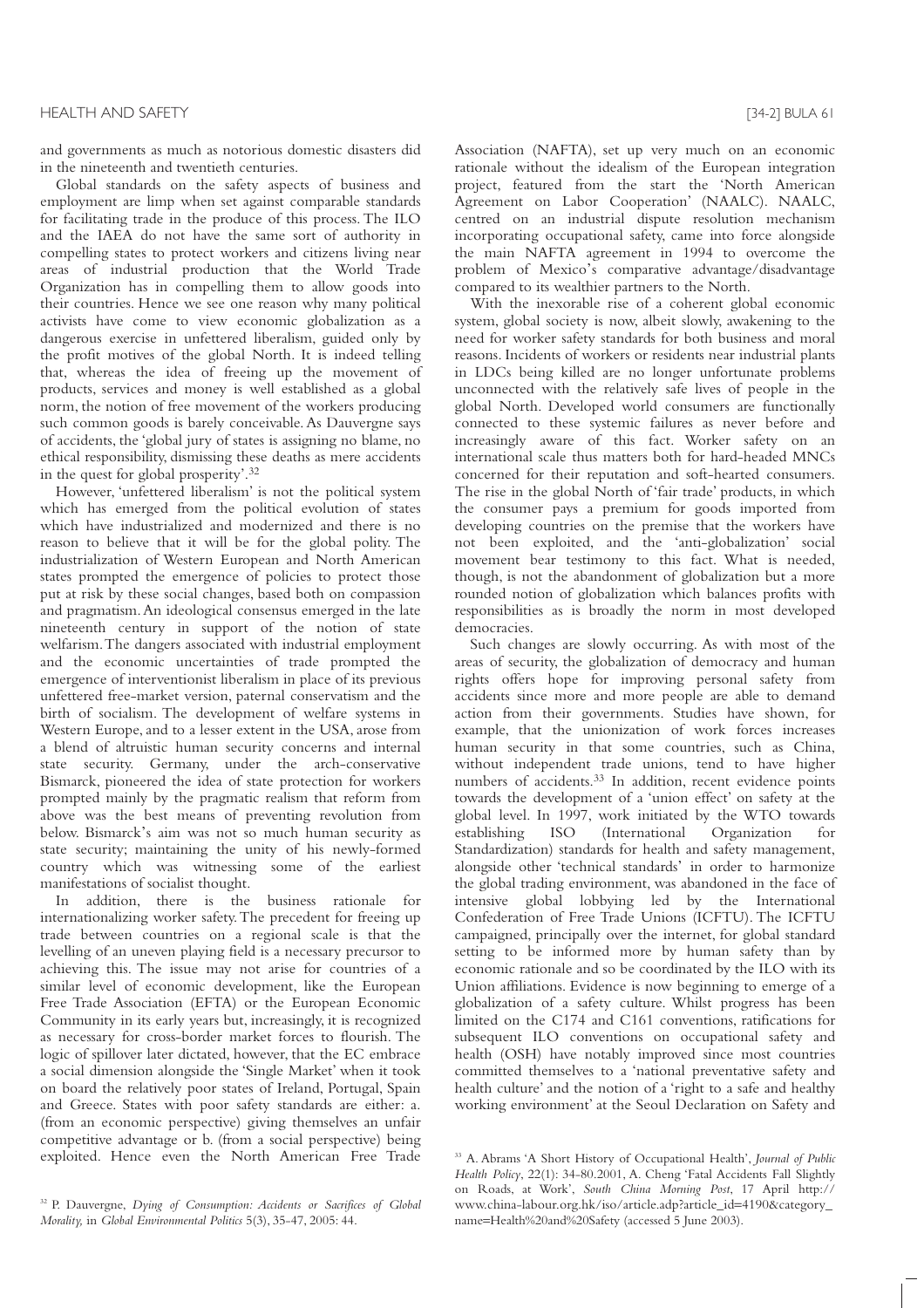and governments as much as notorious domestic disasters did in the nineteenth and twentieth centuries.

Global standards on the safety aspects of business and employment are limp when set against comparable standards for facilitating trade in the produce of this process. The ILO and the IAEA do not have the same sort of authority in compelling states to protect workers and citizens living near areas of industrial production that the World Trade Organization has in compelling them to allow goods into their countries. Hence we see one reason why many political activists have come to view economic globalization as a dangerous exercise in unfettered liberalism, guided only by the profit motives of the global North. It is indeed telling that, whereas the idea of freeing up the movement of products, services and money is well established as a global norm, the notion of free movement of the workers producing such common goods is barely conceivable. As Dauvergne says of accidents, the 'global jury of states is assigning no blame, no ethical responsibility, dismissing these deaths as mere accidents in the quest for global prosperity'.[32]

However, 'unfettered liberalism' is not the political system which has emerged from the political evolution of states which have industrialized and modernized and there is no reason to believe that it will be for the global polity. The industrialization of Western European and North American states prompted the emergence of policies to protect those put at risk by these social changes, based both on compassion and pragmatism. An ideological consensus emerged in the late nineteenth century in support of the notion of state welfarism. The dangers associated with industrial employment and the economic uncertainties of trade prompted the emergence of interventionist liberalism in place of its previous unfettered free-market version, paternal conservatism and the birth of socialism. The development of welfare systems in Western Europe, and to a lesser extent in the USA, arose from a blend of altruistic human security concerns and internal state security. Germany, under the arch-conservative Bismarck, pioneered the idea of state protection for workers prompted mainly by the pragmatic realism that reform from above was the best means of preventing revolution from below. Bismarck's aim was not so much human security as state security; maintaining the unity of his newly-formed country which was witnessing some of the earliest manifestations of socialist thought.

In addition, there is the business rationale for internationalizing worker safety. The precedent for freeing up trade between countries on a regional scale is that the levelling of an uneven playing field is a necessary precursor to achieving this. The issue may not arise for countries of a similar level of economic development, like the European Free Trade Association (EFTA) or the European Economic Community in its early years but, increasingly, it is recognized as necessary for cross-border market forces to flourish. The logic of spillover later dictated, however, that the EC embrace a social dimension alongside the 'Single Market' when it took on board the relatively poor states of Ireland, Portugal, Spain and Greece. States with poor safety standards are either: a. (from an economic perspective) giving themselves an unfair competitive advantage or b. (from a social perspective) being exploited. Hence even the North American Free Trade Association (NAFTA), set up very much on an economic rationale without the idealism of the European integration project, featured from the start the 'North American Agreement on Labor Cooperation' (NAALC). NAALC, centred on an industrial dispute resolution mechanism incorporating occupational safety, came into force alongside the main NAFTA agreement in 1994 to overcome the problem of Mexico's comparative advantage/disadvantage compared to its wealthier partners to the North.

With the inexorable rise of a coherent global economic system, global society is now, albeit slowly, awakening to the need for worker safety standards for both business and moral reasons. Incidents of workers or residents near industrial plants in LDCs being killed are no longer unfortunate problems unconnected with the relatively safe lives of people in the global North. Developed world consumers are functionally connected to these systemic failures as never before and increasingly aware of this fact. Worker safety on an international scale thus matters both for hard-headed MNCs concerned for their reputation and soft-hearted consumers. The rise in the global North of 'fair trade' products, in which the consumer pays a premium for goods imported from developing countries on the premise that the workers have not been exploited, and the 'anti-globalization' social movement bear testimony to this fact. What is needed, though, is not the abandonment of globalization but a more rounded notion of globalization which balances profits with responsibilities as is broadly the norm in most developed democracies.

Such changes are slowly occurring. As with most of the areas of security, the globalization of democracy and human rights offers hope for improving personal safety from accidents since more and more people are able to demand action from their governments. Studies have shown, for example, that the unionization of work forces increases human security in that some countries, such as China, without independent trade unions, tend to have higher numbers of accidents.[33] In addition, recent evidence points towards the development of a 'union effect' on safety at the global level. In 1997, work initiated by the WTO towards establishing ISO (International Organization for Standardization) standards for health and safety management, alongside other 'technical standards' in order to harmonize the global trading environment, was abandoned in the face of intensive global lobbying led by the International Confederation of Free Trade Unions (ICFTU). The ICFTU campaigned, principally over the internet, for global standard setting to be informed more by human safety than by economic rationale and so be coordinated by the ILO with its Union affiliations. Evidence is now beginning to emerge of a globalization of a safety culture. Whilst progress has been limited on the C174 and C161 conventions, ratifications for subsequent ILO conventions on occupational safety and health (OSH) have notably improved since most countries committed themselves to a 'national preventative safety and health culture' and the notion of a 'right to a safe and healthy working environment' at the Seoul Declaration on Safety and

---

[32] P. Dauvergne, *Dying of Consumption: Accidents or Sacrifices of Global Morality,* in *Global Environmental Politics* 5(3), 35-47, 2005: 44.

[33] A. Abrams 'A Short History of Occupational Health', *Journal of Public Health Policy*, 22(1): 34-80.2001, A. Cheng 'Fatal Accidents Fall Slightly on Roads, at Work', *South China Morning Post*, 17 April http://www.china-labour.org.hk/iso/article.adp?article_id=4190&category_name=Health%20and%20Safety (accessed 5 June 2003).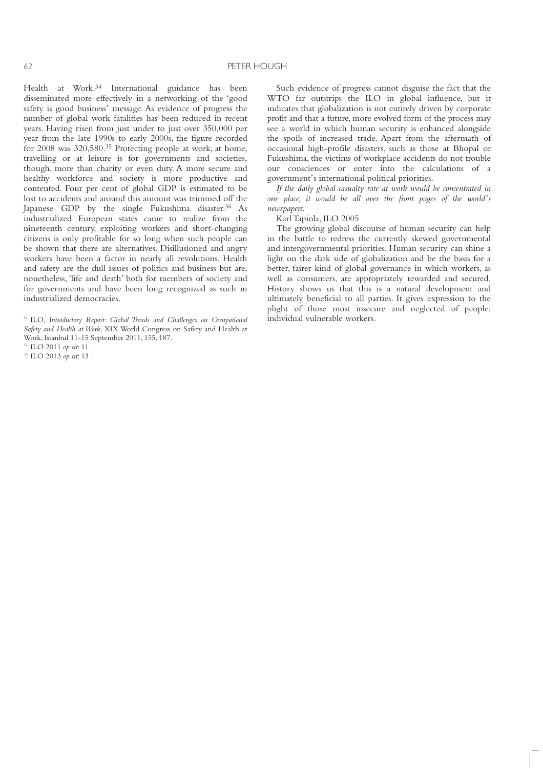Health at Work.[34] International guidance has been disseminated more effectively in a networking of the 'good safety is good business' message. As evidence of progress the number of global work fatalities has been reduced in recent years. Having risen from just under to just over 350,000 per year from the late 1990s to early 2000s, the figure recorded for 2008 was 320,580.[35] Protecting people at work, at home, travelling or at leisure is for governments and societies, though, more than charity or even duty. A more secure and healthy workforce and society is more productive and contented. Four per cent of global GDP is estimated to be lost to accidents and around this amount was trimmed off the Japanese GDP by the single Fukushima disaster.[36] As industrialized European states came to realize from the nineteenth century, exploiting workers and short-changing citizens is only profitable for so long when such people can be shown that there are alternatives. Disillusioned and angry workers have been a factor in nearly all revolutions. Health and safety are the dull issues of politics and business but are, nonetheless, 'life and death' both for members of society and for governments and have been long recognized as such in industrialized democracies.

Such evidence of progress cannot disguise the fact that the WTO far outstrips the ILO in global influence, but it indicates that globalization is not entirely driven by corporate profit and that a future, more evolved form of the process may see a world in which human security is enhanced alongside the spoils of increased trade. Apart from the aftermath of occasional high-profile disasters, such as those at Bhopal or Fukushima, the victims of workplace accidents do not trouble our consciences or enter into the calculations of a government's international political priorities.

*If the daily global casualty rate at work would be concentrated in one place, it would be all over the front pages of the world's newspapers.*

Karl Tapiola, ILO 2005

The growing global discourse of human security can help in the battle to redress the currently skewed governmental and intergovernmental priorities. Human security can shine a light on the dark side of globalization and be the basis for a better, fairer kind of global governance in which workers, as well as consumers, are appropriately rewarded and secured. History shows us that this is a natural development and ultimately beneficial to all parties. It gives expression to the plight of those most insecure and neglected of people: individual vulnerable workers.

---

[34] ILO, *Introductory Report: Global Trends and Challenges on Occupational Safety and Health at Work*, XIX World Congress on Safety and Health at Work, Istanbul 11-15 September 2011, 155, 187.

[35] ILO 2011 *op cit*: 11.

[36] ILO 2013 *op cit*: 13 .